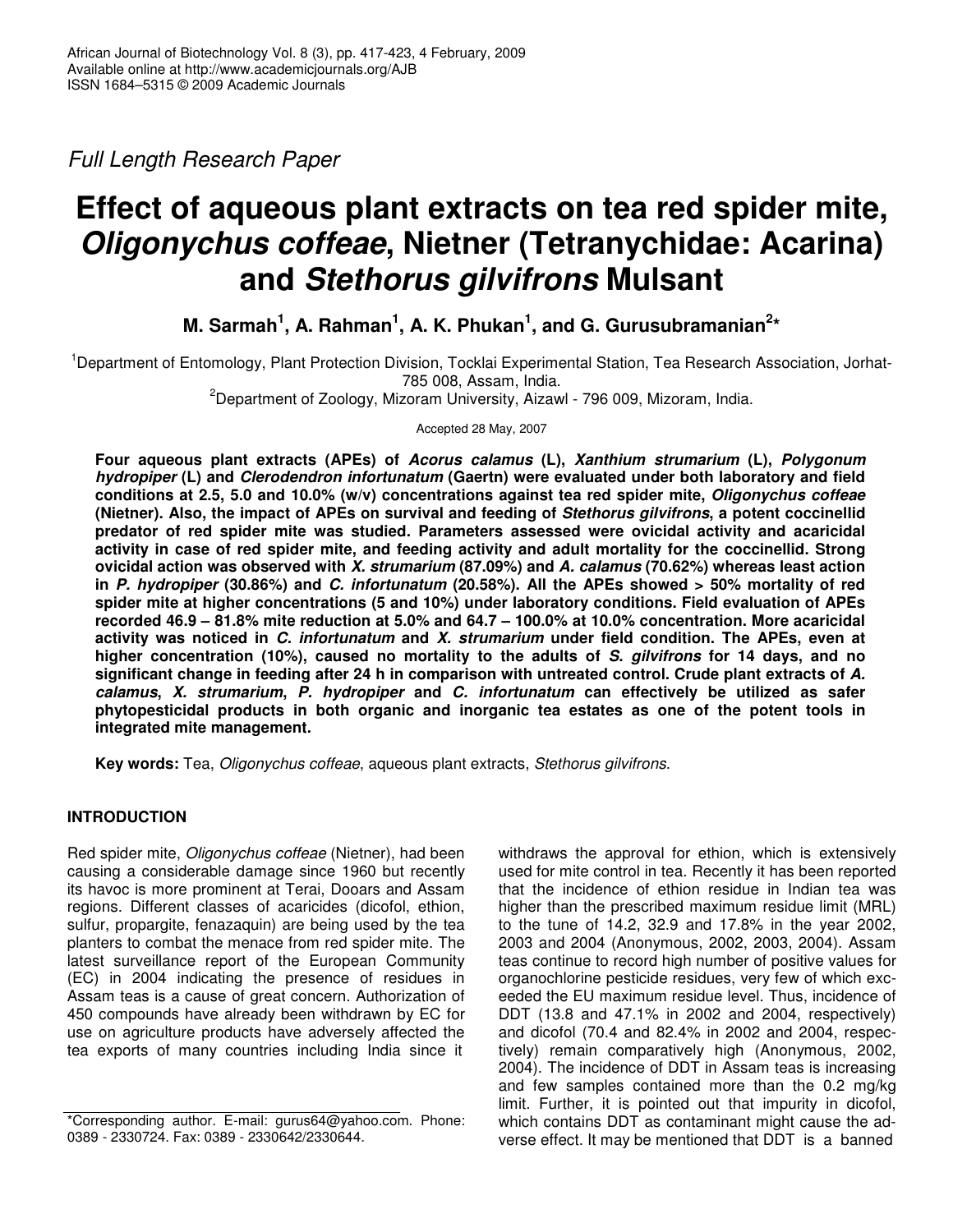*Full Length Research Paper*

# Effect of aqueous plant extracts on tea red spider mite, *Oligonychus coffeae*, Nietner (Tetranychidae: Acarina) and *Stethorus gilvifrons* Mulsant

**M. Sarmah[1], A. Rahman[1], A. K. Phukan[1], and G. Gurusubramanian[2]***

[1]Department of Entomology, Plant Protection Division, Tocklai Experimental Station, Tea Research Association, Jorhat-785 008, Assam, India.

[2]Department of Zoology, Mizoram University, Aizawl - 796 009, Mizoram, India.

Accepted 28 May, 2007

**Four aqueous plant extracts (APEs) of *Acorus calamus* (L), *Xanthium strumarium* (L), *Polygonum hydropiper* (L) and *Clerodendron infortunatum* (Gaertn) were evaluated under both laboratory and field conditions at 2.5, 5.0 and 10.0% (w/v) concentrations against tea red spider mite, *Oligonychus coffeae* (Nietner). Also, the impact of APEs on survival and feeding of *Stethorus gilvifrons*, a potent coccinellid predator of red spider mite was studied. Parameters assessed were ovicidal activity and acaricidal activity in case of red spider mite, and feeding activity and adult mortality for the coccinellid. Strong ovicidal action was observed with *X. strumarium* (87.09%) and *A. calamus* (70.62%) whereas least action in *P. hydropiper* (30.86%) and *C. infortunatum* (20.58%). All the APEs showed > 50% mortality of red spider mite at higher concentrations (5 and 10%) under laboratory conditions. Field evaluation of APEs recorded 46.9 – 81.8% mite reduction at 5.0% and 64.7 – 100.0% at 10.0% concentration. More acaricidal activity was noticed in *C. infortunatum* and *X. strumarium* under field condition. The APEs, even at higher concentration (10%), caused no mortality to the adults of *S. gilvifrons* for 14 days, and no significant change in feeding after 24 h in comparison with untreated control. Crude plant extracts of *A. calamus*, *X. strumarium*, *P. hydropiper* and *C. infortunatum* can effectively be utilized as safer phytopesticidal products in both organic and inorganic tea estates as one of the potent tools in integrated mite management.**

**Key words:** Tea, *Oligonychus coffeae*, aqueous plant extracts, *Stethorus gilvifrons*.

## INTRODUCTION

Red spider mite, *Oligonychus coffeae* (Nietner), had been causing a considerable damage since 1960 but recently its havoc is more prominent at Terai, Dooars and Assam regions. Different classes of acaricides (dicofol, ethion, sulfur, propargite, fenazaquin) are being used by the tea planters to combat the menace from red spider mite. The latest surveillance report of the European Community (EC) in 2004 indicating the presence of residues in Assam teas is a cause of great concern. Authorization of 450 compounds have already been withdrawn by EC for use on agriculture products have adversely affected the tea exports of many countries including India since it withdraws the approval for ethion, which is extensively used for mite control in tea. Recently it has been reported that the incidence of ethion residue in Indian tea was higher than the prescribed maximum residue limit (MRL) to the tune of 14.2, 32.9 and 17.8% in the year 2002, 2003 and 2004 (Anonymous, 2002, 2003, 2004). Assam teas continue to record high number of positive values for organochlorine pesticide residues, very few of which exceeded the EU maximum residue level. Thus, incidence of DDT (13.8 and 47.1% in 2002 and 2004, respectively) and dicofol (70.4 and 82.4% in 2002 and 2004, respectively) remain comparatively high (Anonymous, 2002, 2004). The incidence of DDT in Assam teas is increasing and few samples contained more than the 0.2 mg/kg limit. Further, it is pointed out that impurity in dicofol, which contains DDT as contaminant might cause the adverse effect. It may be mentioned that DDT is a banned

*Corresponding author. E-mail: gurus64@yahoo.com. Phone: 0389 - 2330724. Fax: 0389 - 2330642/2330644.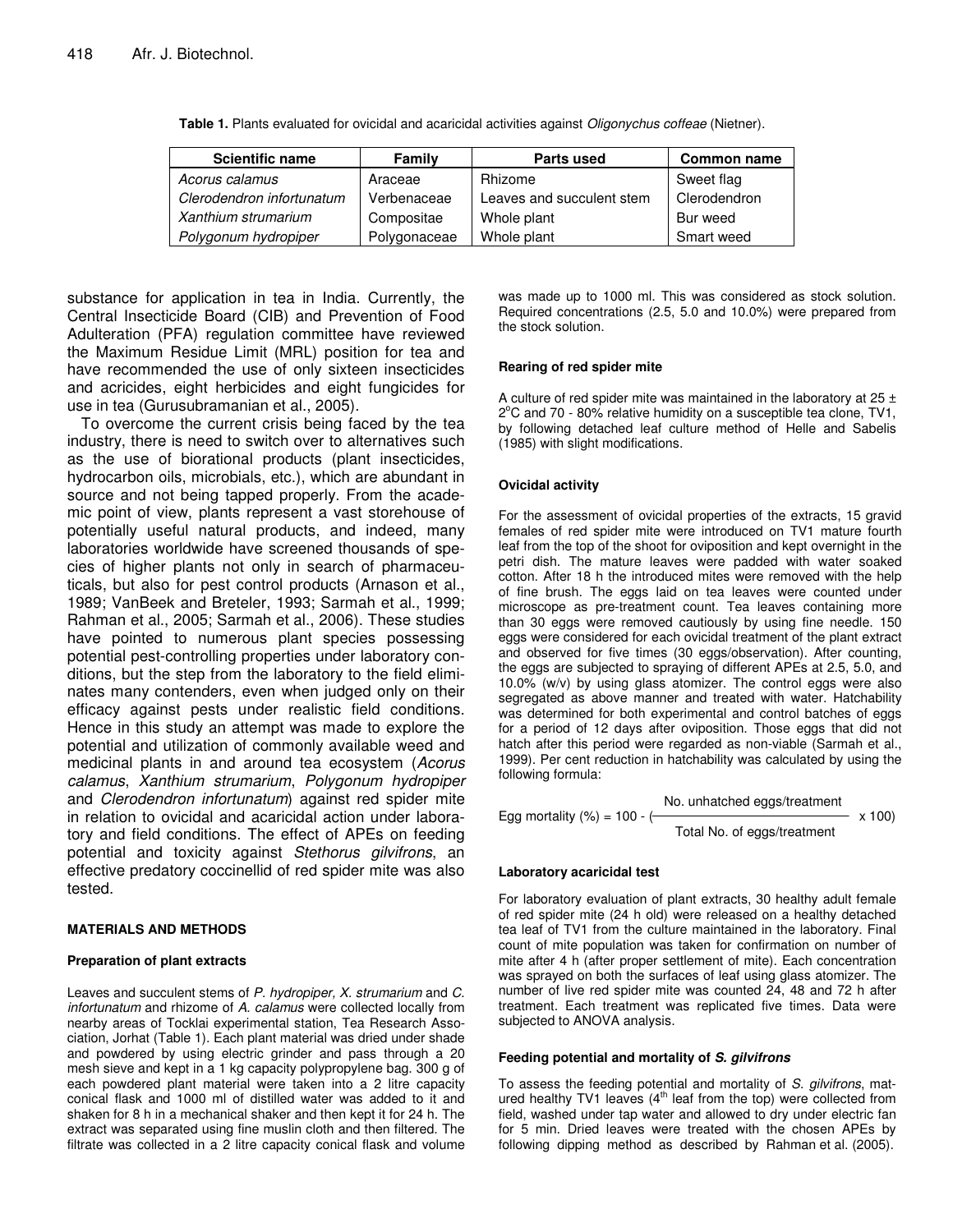**Table 1.** Plants evaluated for ovicidal and acaricidal activities against *Oligonychus coffeae* (Nietner).

| Scientific name | Family | Parts used | Common name |
|---|---|---|---|
| *Acorus calamus* | Araceae | Rhizome | Sweet flag |
| *Clerodendron infortunatum* | Verbenaceae | Leaves and succulent stem | Clerodendron |
| *Xanthium strumarium* | Compositae | Whole plant | Bur weed |
| *Polygonum hydropiper* | Polygonaceae | Whole plant | Smart weed |

substance for application in tea in India. Currently, the Central Insecticide Board (CIB) and Prevention of Food Adulteration (PFA) regulation committee have reviewed the Maximum Residue Limit (MRL) position for tea and have recommended the use of only sixteen insecticides and acricides, eight herbicides and eight fungicides for use in tea (Gurusubramanian et al., 2005).

To overcome the current crisis being faced by the tea industry, there is need to switch over to alternatives such as the use of biorational products (plant insecticides, hydrocarbon oils, microbials, etc.), which are abundant in source and not being tapped properly. From the academic point of view, plants represent a vast storehouse of potentially useful natural products, and indeed, many laboratories worldwide have screened thousands of species of higher plants not only in search of pharmaceuticals, but also for pest control products (Arnason et al., 1989; VanBeek and Breteler, 1993; Sarmah et al., 1999; Rahman et al., 2005; Sarmah et al., 2006). These studies have pointed to numerous plant species possessing potential pest-controlling properties under laboratory conditions, but the step from the laboratory to the field eliminates many contenders, even when judged only on their efficacy against pests under realistic field conditions. Hence in this study an attempt was made to explore the potential and utilization of commonly available weed and medicinal plants in and around tea ecosystem (*Acorus calamus*, *Xanthium strumarium*, *Polygonum hydropiper* and *Clerodendron infortunatum*) against red spider mite in relation to ovicidal and acaricidal action under laboratory and field conditions. The effect of APEs on feeding potential and toxicity against *Stethorus gilvifrons*, an effective predatory coccinellid of red spider mite was also tested.

## MATERIALS AND METHODS

### Preparation of plant extracts

Leaves and succulent stems of *P. hydropiper*, *X. strumarium* and *C. infortunatum* and rhizome of *A. calamus* were collected locally from nearby areas of Tocklai experimental station, Tea Research Association, Jorhat (Table 1). Each plant material was dried under shade and powdered by using electric grinder and pass through a 20 mesh sieve and kept in a 1 kg capacity polypropylene bag. 300 g of each powdered plant material were taken into a 2 litre capacity conical flask and 1000 ml of distilled water was added to it and shaken for 8 h in a mechanical shaker and then kept it for 24 h. The extract was separated using fine muslin cloth and then filtered. The filtrate was collected in a 2 litre capacity conical flask and volume was made up to 1000 ml. This was considered as stock solution. Required concentrations (2.5, 5.0 and 10.0%) were prepared from the stock solution.

### Rearing of red spider mite

A culture of red spider mite was maintained in the laboratory at 25 ± 2°C and 70 - 80% relative humidity on a susceptible tea clone, TV1, by following detached leaf culture method of Helle and Sabelis (1985) with slight modifications.

### Ovicidal activity

For the assessment of ovicidal properties of the extracts, 15 gravid females of red spider mite were introduced on TV1 mature fourth leaf from the top of the shoot for oviposition and kept overnight in the petri dish. The mature leaves were padded with water soaked cotton. After 18 h the introduced mites were removed with the help of fine brush. The eggs laid on tea leaves were counted under microscope as pre-treatment count. Tea leaves containing more than 30 eggs were removed cautiously by using fine needle. 150 eggs were considered for each ovicidal treatment of the plant extract and observed for five times (30 eggs/observation). After counting, the eggs are subjected to spraying of different APEs at 2.5, 5.0, and 10.0% (w/v) by using glass atomizer. The control eggs were also segregated as above manner and treated with water. Hatchability was determined for both experimental and control batches of eggs for a period of 12 days after oviposition. Those eggs that did not hatch after this period were regarded as non-viable (Sarmah et al., 1999). Per cent reduction in hatchability was calculated by using the following formula:

$$\text{Egg mortality (\%)} = 100 - \left(\frac{\text{No. unhatched eggs/treatment}}{\text{Total No. of eggs/treatment}} \times 100\right)$$

### Laboratory acaricidal test

For laboratory evaluation of plant extracts, 30 healthy adult female of red spider mite (24 h old) were released on a healthy detached tea leaf of TV1 from the culture maintained in the laboratory. Final count of mite population was taken for confirmation on number of mite after 4 h (after proper settlement of mite). Each concentration was sprayed on both the surfaces of leaf using glass atomizer. The number of live red spider mite was counted 24, 48 and 72 h after treatment. Each treatment was replicated five times. Data were subjected to ANOVA analysis.

### Feeding potential and mortality of *S. gilvifrons*

To assess the feeding potential and mortality of *S. gilvifrons*, matured healthy TV1 leaves (4th leaf from the top) were collected from field, washed under tap water and allowed to dry under electric fan for 5 min. Dried leaves were treated with the chosen APEs by following dipping method as described by Rahman et al. (2005).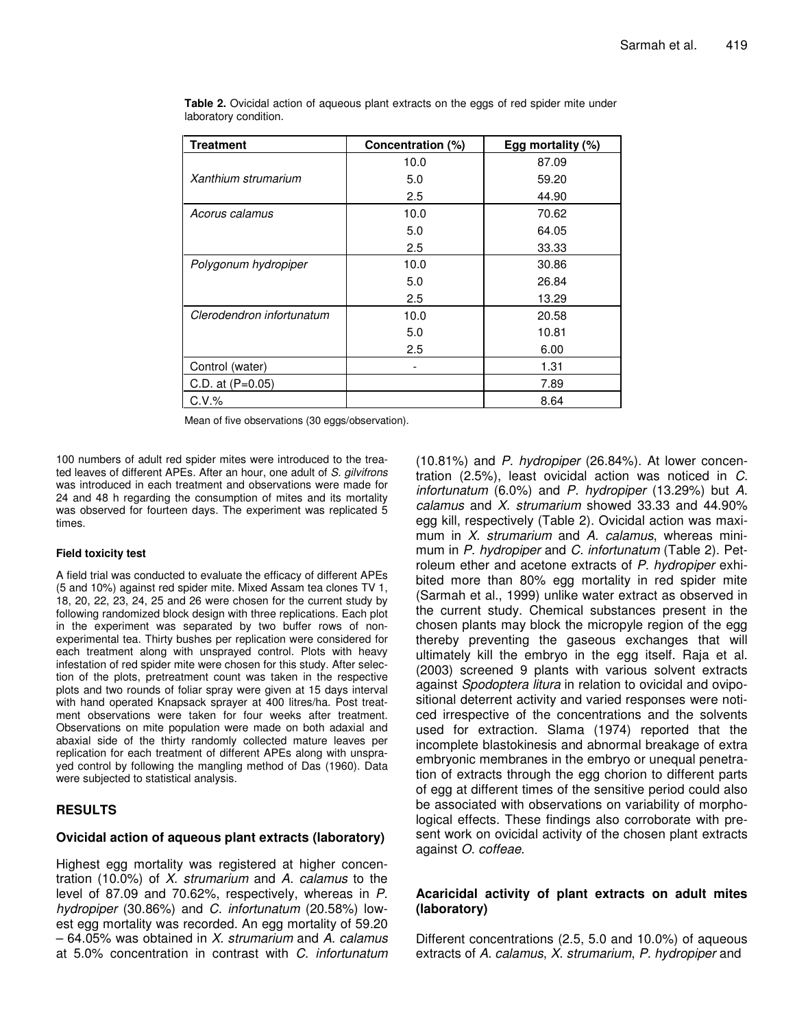**Table 2.** Ovicidal action of aqueous plant extracts on the eggs of red spider mite under laboratory condition.

| Treatment | Concentration (%) | Egg mortality (%) |
|---|---|---|
| *Xanthium strumarium* | 10.0 | 87.09 |
| | 5.0 | 59.20 |
| | 2.5 | 44.90 |
| *Acorus calamus* | 10.0 | 70.62 |
| | 5.0 | 64.05 |
| | 2.5 | 33.33 |
| *Polygonum hydropiper* | 10.0 | 30.86 |
| | 5.0 | 26.84 |
| | 2.5 | 13.29 |
| *Clerodendron infortunatum* | 10.0 | 20.58 |
| | 5.0 | 10.81 |
| | 2.5 | 6.00 |
| Control (water) | - | 1.31 |
| C.D. at (P=0.05) | | 7.89 |
| C.V.% | | 8.64 |

Mean of five observations (30 eggs/observation).

100 numbers of adult red spider mites were introduced to the treated leaves of different APEs. After an hour, one adult of *S. gilvifrons* was introduced in each treatment and observations were made for 24 and 48 h regarding the consumption of mites and its mortality was observed for fourteen days. The experiment was replicated 5 times.

#### Field toxicity test

A field trial was conducted to evaluate the efficacy of different APEs (5 and 10%) against red spider mite. Mixed Assam tea clones TV 1, 18, 20, 22, 23, 24, 25 and 26 were chosen for the current study by following randomized block design with three replications. Each plot in the experiment was separated by two buffer rows of non-experimental tea. Thirty bushes per replication were considered for each treatment along with unsprayed control. Plots with heavy infestation of red spider mite were chosen for this study. After selection of the plots, pretreatment count was taken in the respective plots and two rounds of foliar spray were given at 15 days interval with hand operated Knapsack sprayer at 400 litres/ha. Post treatment observations were taken for four weeks after treatment. Observations on mite population were made on both adaxial and abaxial side of the thirty randomly collected mature leaves per replication for each treatment of different APEs along with unsprayed control by following the mangling method of Das (1960). Data were subjected to statistical analysis.

## RESULTS

### Ovicidal action of aqueous plant extracts (laboratory)

Highest egg mortality was registered at higher concentration (10.0%) of *X. strumarium* and *A. calamus* to the level of 87.09 and 70.62%, respectively, whereas in *P. hydropiper* (30.86%) and *C. infortunatum* (20.58%) lowest egg mortality was recorded. An egg mortality of 59.20 – 64.05% was obtained in *X. strumarium* and *A. calamus* at 5.0% concentration in contrast with *C. infortunatum* (10.81%) and *P. hydropiper* (26.84%). At lower concentration (2.5%), least ovicidal action was noticed in *C. infortunatum* (6.0%) and *P. hydropiper* (13.29%) but *A. calamus* and *X. strumarium* showed 33.33 and 44.90% egg kill, respectively (Table 2). Ovicidal action was maximum in *X. strumarium* and *A. calamus*, whereas minimum in *P. hydropiper* and *C. infortunatum* (Table 2). Petroleum ether and acetone extracts of *P. hydropiper* exhibited more than 80% egg mortality in red spider mite (Sarmah et al., 1999) unlike water extract as observed in the current study. Chemical substances present in the chosen plants may block the micropyle region of the egg thereby preventing the gaseous exchanges that will ultimately kill the embryo in the egg itself. Raja et al. (2003) screened 9 plants with various solvent extracts against *Spodoptera litura* in relation to ovicidal and ovipositional deterrent activity and varied responses were noticed irrespective of the concentrations and the solvents used for extraction. Slama (1974) reported that the incomplete blastokinesis and abnormal breakage of extra embryonic membranes in the embryo or unequal penetration of extracts through the egg chorion to different parts of egg at different times of the sensitive period could also be associated with observations on variability of morphological effects. These findings also corroborate with present work on ovicidal activity of the chosen plant extracts against *O. coffeae*.

### Acaricidal activity of plant extracts on adult mites (laboratory)

Different concentrations (2.5, 5.0 and 10.0%) of aqueous extracts of *A. calamus*, *X. strumarium*, *P. hydropiper* and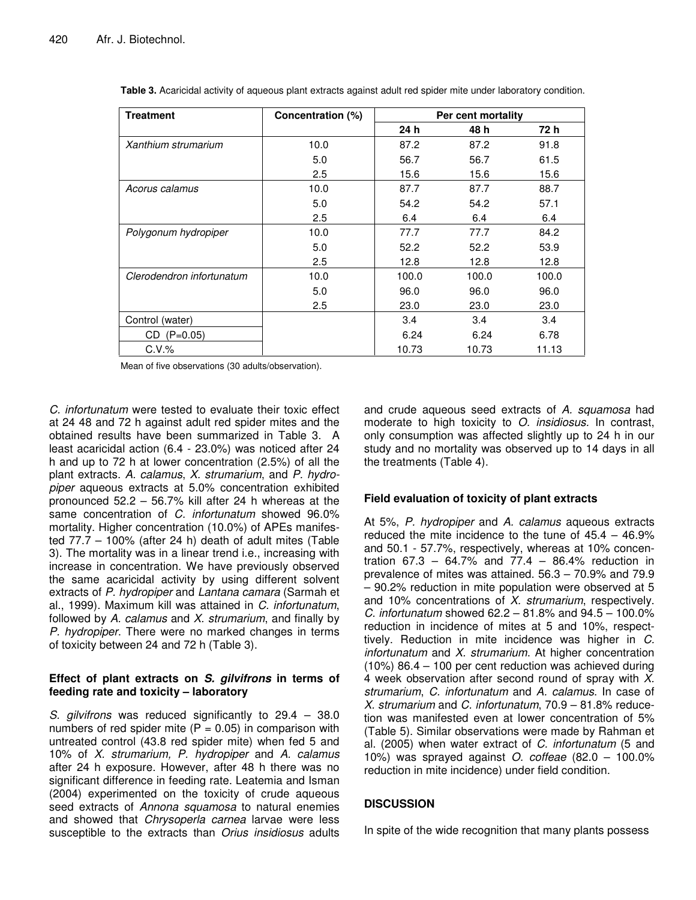**Table 3.** Acaricidal activity of aqueous plant extracts against adult red spider mite under laboratory condition.

| Treatment | Concentration (%) | Per cent mortality | | |
|---|---|---|---|---|
| | | 24 h | 48 h | 72 h |
| *Xanthium strumarium* | 10.0 | 87.2 | 87.2 | 91.8 |
| | 5.0 | 56.7 | 56.7 | 61.5 |
| | 2.5 | 15.6 | 15.6 | 15.6 |
| *Acorus calamus* | 10.0 | 87.7 | 87.7 | 88.7 |
| | 5.0 | 54.2 | 54.2 | 57.1 |
| | 2.5 | 6.4 | 6.4 | 6.4 |
| *Polygonum hydropiper* | 10.0 | 77.7 | 77.7 | 84.2 |
| | 5.0 | 52.2 | 52.2 | 53.9 |
| | 2.5 | 12.8 | 12.8 | 12.8 |
| *Clerodendron infortunatum* | 10.0 | 100.0 | 100.0 | 100.0 |
| | 5.0 | 96.0 | 96.0 | 96.0 |
| | 2.5 | 23.0 | 23.0 | 23.0 |
| Control (water) | | 3.4 | 3.4 | 3.4 |
| CD (P=0.05) | | 6.24 | 6.24 | 6.78 |
| C.V.% | | 10.73 | 10.73 | 11.13 |

Mean of five observations (30 adults/observation).

*C. infortunatum* were tested to evaluate their toxic effect at 24 48 and 72 h against adult red spider mites and the obtained results have been summarized in Table 3. A least acaricidal action (6.4 - 23.0%) was noticed after 24 h and up to 72 h at lower concentration (2.5%) of all the plant extracts. *A. calamus*, *X. strumarium*, and *P. hydropiper* aqueous extracts at 5.0% concentration exhibited pronounced 52.2 – 56.7% kill after 24 h whereas at the same concentration of *C. infortunatum* showed 96.0% mortality. Higher concentration (10.0%) of APEs manifested 77.7 – 100% (after 24 h) death of adult mites (Table 3). The mortality was in a linear trend i.e., increasing with increase in concentration. We have previously observed the same acaricidal activity by using different solvent extracts of *P. hydropiper* and *Lantana camara* (Sarmah et al., 1999). Maximum kill was attained in *C. infortunatum*, followed by *A. calamus* and *X. strumarium*, and finally by *P. hydropiper*. There were no marked changes in terms of toxicity between 24 and 72 h (Table 3).

### Effect of plant extracts on *S. gilvifrons* in terms of feeding rate and toxicity – laboratory

*S. gilvifrons* was reduced significantly to 29.4 – 38.0 numbers of red spider mite (P = 0.05) in comparison with untreated control (43.8 red spider mite) when fed 5 and 10% of *X. strumarium, P. hydropiper* and *A. calamus* after 24 h exposure. However, after 48 h there was no significant difference in feeding rate. Leatemia and Isman (2004) experimented on the toxicity of crude aqueous seed extracts of *Annona squamosa* to natural enemies and showed that *Chrysoperla carnea* larvae were less susceptible to the extracts than *Orius insidiosus* adults and crude aqueous seed extracts of *A. squamosa* had moderate to high toxicity to *O. insidiosus*. In contrast, only consumption was affected slightly up to 24 h in our study and no mortality was observed up to 14 days in all the treatments (Table 4).

### Field evaluation of toxicity of plant extracts

At 5%, *P. hydropiper* and *A. calamus* aqueous extracts reduced the mite incidence to the tune of 45.4 – 46.9% and 50.1 - 57.7%, respectively, whereas at 10% concentration 67.3 – 64.7% and 77.4 – 86.4% reduction in prevalence of mites was attained. 56.3 – 70.9% and 79.9 – 90.2% reduction in mite population were observed at 5 and 10% concentrations of *X. strumarium*, respectively. *C. infortunatum* showed 62.2 – 81.8% and 94.5 – 100.0% reduction in incidence of mites at 5 and 10%, respectively. Reduction in mite incidence was higher in *C. infortunatum* and *X. strumarium*. At higher concentration (10%) 86.4 – 100 per cent reduction was achieved during 4 week observation after second round of spray with *X. strumarium*, *C. infortunatum* and *A. calamus*. In case of *X. strumarium* and *C. infortunatum*, 70.9 – 81.8% reducetion was manifested even at lower concentration of 5% (Table 5). Similar observations were made by Rahman et al. (2005) when water extract of *C. infortunatum* (5 and 10%) was sprayed against *O. coffeae* (82.0 – 100.0% reduction in mite incidence) under field condition.

## DISCUSSION

In spite of the wide recognition that many plants possess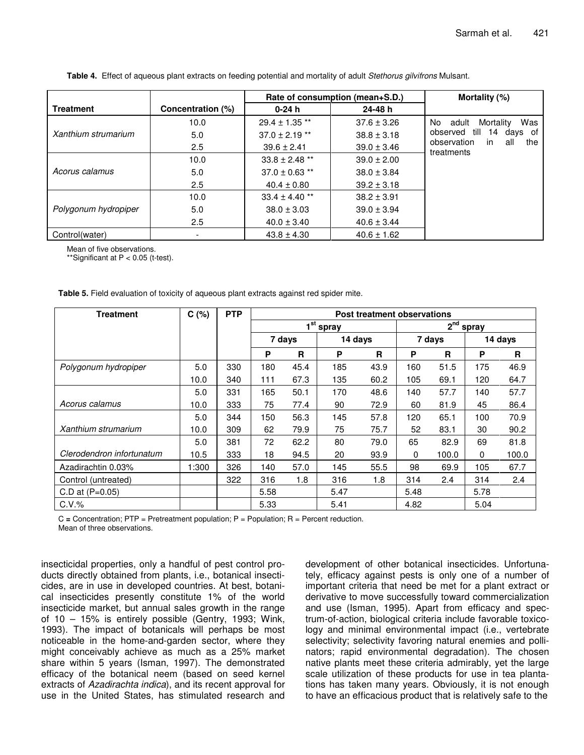**Table 4.** Effect of aqueous plant extracts on feeding potential and mortality of adult *Stethorus gilvifrons* Mulsant.

| Treatment | Concentration (%) | Rate of consumption (mean+S.D.) | | Mortality (%) |
|---|---|---|---|---|
| | | 0-24 h | 24-48 h | |
| *Xanthium strumarium* | 10.0 | 29.4 ± 1.35 ** | 37.6 ± 3.26 | No adult Mortality Was observed till 14 days of observation in all the treatments |
| | 5.0 | 37.0 ± 2.19 ** | 38.8 ± 3.18 | |
| | 2.5 | 39.6 ± 2.41 | 39.0 ± 3.46 | |
| *Acorus calamus* | 10.0 | 33.8 ± 2.48 ** | 39.0 ± 2.00 | |
| | 5.0 | 37.0 ± 0.63 ** | 38.0 ± 3.84 | |
| | 2.5 | 40.4 ± 0.80 | 39.2 ± 3.18 | |
| *Polygonum hydropiper* | 10.0 | 33.4 ± 4.40 ** | 38.2 ± 3.91 | |
| | 5.0 | 38.0 ± 3.03 | 39.0 ± 3.94 | |
| | 2.5 | 40.0 ± 3.40 | 40.6 ± 3.44 | |
| Control(water) | - | 43.8 ± 4.30 | 40.6 ± 1.62 | |

Mean of five observations.
**Significant at $P < 0.05$ (t-test).

**Table 5.** Field evaluation of toxicity of aqueous plant extracts against red spider mite.

| Treatment | C (%) | PTP | Post treatment observations | | | | | | | |
|---|---|---|---|---|---|---|---|---|---|---|
| | | | 1st spray | | | | 2nd spray | | | |
| | | | 7 days | | 14 days | | 7 days | | 14 days | |
| | | | P | R | P | R | P | R | P | R |
| *Polygonum hydropiper* | 5.0 | 330 | 180 | 45.4 | 185 | 43.9 | 160 | 51.5 | 175 | 46.9 |
| | 10.0 | 340 | 111 | 67.3 | 135 | 60.2 | 105 | 69.1 | 120 | 64.7 |
| *Acorus calamus* | 5.0 | 331 | 165 | 50.1 | 170 | 48.6 | 140 | 57.7 | 140 | 57.7 |
| | 10.0 | 333 | 75 | 77.4 | 90 | 72.9 | 60 | 81.9 | 45 | 86.4 |
| *Xanthium strumarium* | 5.0 | 344 | 150 | 56.3 | 145 | 57.8 | 120 | 65.1 | 100 | 70.9 |
| | 10.0 | 309 | 62 | 79.9 | 75 | 75.7 | 52 | 83.1 | 30 | 90.2 |
| *Clerodendron infortunatum* | 5.0 | 381 | 72 | 62.2 | 80 | 79.0 | 65 | 82.9 | 69 | 81.8 |
| | 10.5 | 333 | 18 | 94.5 | 20 | 93.9 | 0 | 100.0 | 0 | 100.0 |
| Azadirachtin 0.03% | 1:300 | 326 | 140 | 57.0 | 145 | 55.5 | 98 | 69.9 | 105 | 67.7 |
| Control (untreated) | | 322 | 316 | 1.8 | 316 | 1.8 | 314 | 2.4 | 314 | 2.4 |
| C.D at (P=0.05) | | | 5.58 | | 5.47 | | 5.48 | | 5.78 | |
| C.V.% | | | 5.33 | | 5.41 | | 4.82 | | 5.04 | |

C = Concentration; PTP = Pretreatment population; P = Population; R = Percent reduction.
Mean of three observations.

insecticidal properties, only a handful of pest control products directly obtained from plants, i.e., botanical insecticides, are in use in developed countries. At best, botanical insecticides presently constitute 1% of the world insecticide market, but annual sales growth in the range of 10 – 15% is entirely possible (Gentry, 1993; Wink, 1993). The impact of botanicals will perhaps be most noticeable in the home-and-garden sector, where they might conceivably achieve as much as a 25% market share within 5 years (Isman, 1997). The demonstrated efficacy of the botanical neem (based on seed kernel extracts of *Azadirachta indica*), and its recent approval for use in the United States, has stimulated research and development of other botanical insecticides. Unfortunately, efficacy against pests is only one of a number of important criteria that need be met for a plant extract or derivative to move successfully toward commercialization and use (Isman, 1995). Apart from efficacy and spectrum-of-action, biological criteria include favorable toxicology and minimal environmental impact (i.e., vertebrate selectivity; selectivity favoring natural enemies and pollinators; rapid environmental degradation). The chosen native plants meet these criteria admirably, yet the large scale utilization of these products for use in tea plantations has taken many years. Obviously, it is not enough to have an efficacious product that is relatively safe to the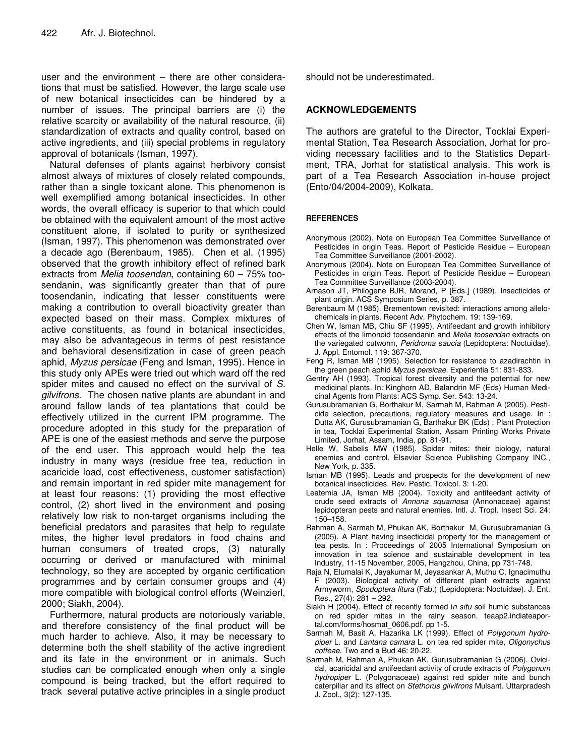user and the environment – there are other considerations that must be satisfied. However, the large scale use of new botanical insecticides can be hindered by a number of issues. The principal barriers are (i) the relative scarcity or availability of the natural resource, (ii) standardization of extracts and quality control, based on active ingredients, and (iii) special problems in regulatory approval of botanicals (Isman, 1997).

Natural defenses of plants against herbivory consist almost always of mixtures of closely related compounds, rather than a single toxicant alone. This phenomenon is well exemplified among botanical insecticides. In other words, the overall efficacy is superior to that which could be obtained with the equivalent amount of the most active constituent alone, if isolated to purity or synthesized (Isman, 1997). This phenomenon was demonstrated over a decade ago (Berenbaum, 1985). Chen et al. (1995) observed that the growth inhibitory effect of refined bark extracts from *Melia toosendan*, containing 60 – 75% toosendanin, was significantly greater than that of pure toosendanin, indicating that lesser constituents were making a contribution to overall bioactivity greater than expected based on their mass. Complex mixtures of active constituents, as found in botanical insecticides, may also be advantageous in terms of pest resistance and behavioral desensitization in case of green peach aphid, *Myzus persicae* (Feng and Isman, 1995). Hence in this study only APEs were tried out which ward off the red spider mites and caused no effect on the survival of *S. gilvifrons*. The chosen native plants are abundant in and around fallow lands of tea plantations that could be effectively utilized in the current IPM programme. The procedure adopted in this study for the preparation of APE is one of the easiest methods and serve the purpose of the end user. This approach would help the tea industry in many ways (residue free tea, reduction in acaricide load, cost effectiveness, customer satisfaction) and remain important in red spider mite management for at least four reasons: (1) providing the most effective control, (2) short lived in the environment and posing relatively low risk to non-target organisms including the beneficial predators and parasites that help to regulate mites, the higher level predators in food chains and human consumers of treated crops, (3) naturally occurring or derived or manufactured with minimal technology, so they are accepted by organic certification programmes and by certain consumer groups and (4) more compatible with biological control efforts (Weinzierl, 2000; Siakh, 2004).

Furthermore, natural products are notoriously variable, and therefore consistency of the final product will be much harder to achieve. Also, it may be necessary to determine both the shelf stability of the active ingredient and its fate in the environment or in animals. Such studies can be complicated enough when only a single compound is being tracked, but the effort required to track several putative active principles in a single product should not be underestimated.

## ACKNOWLEDGEMENTS

The authors are grateful to the Director, Tocklai Experimental Station, Tea Research Association, Jorhat for providing necessary facilities and to the Statistics Department, TRA, Jorhat for statistical analysis. This work is part of a Tea Research Association in-house project (Ento/04/2004-2009), Kolkata.

## REFERENCES

Anonymous (2002). Note on European Tea Committee Surveillance of Pesticides in origin Teas. Report of Pesticide Residue – European Tea Committee Surveillance (2001-2002).

Anonymous (2004). Note on European Tea Committee Surveillance of Pesticides in origin Teas. Report of Pesticide Residue – European Tea Committee Surveillance (2003-2004).

Arnason JT, Philogene BJR, Morand, P [Eds.] (1989). Insecticides of plant origin. ACS Symposium Series, p. 387.

Berenbaum M (1985). Brementown revisited: interactions among allelochemicals in plants. Recent Adv. Phytochem. 19: 139-169.

Chen W, Isman MB, Chiu SF (1995). Antifeedant and growth inhibitory effects of the limonoid toosendanin and *Melia toosendan* extracts on the variegated cutworm, *Peridroma saucia* (Lepidoptera: Noctuidae). J. Appl. Entomol. 119: 367-370.

Feng R, Isman MB (1995). Selection for resistance to azadirachtin in the green peach aphid *Myzus persicae*. Experientia 51: 831-833.

Gentry AH (1993). Tropical forest diversity and the potential for new medicinal plants. In*:* Kinghorn AD, Balandrin MF (Eds) Human Medicinal Agents from Plants: ACS Symp. Ser. 543: 13-24.

Gurusubramanian G, Borthakur M, Sarmah M, Rahman A (2005). Pesticide selection, precautions, regulatory measures and usage. In : Dutta AK, Gurusubramanian G, Barthakur BK (Eds) : Plant Protection in tea, Tocklai Experimental Station, Assam Printing Works Private Limited, Jorhat, Assam, India, pp. 81-91.

Helle W, Sabelis MW (1985). Spider mites: their biology, natural enemies and control. Elsevier Science Publishing Company INC., New York, p. 335.

Isman MB (1995). Leads and prospects for the development of new botanical insecticides. Rev. Pestic. Toxicol. 3: 1-20.

Leatemia JA, Isman MB (2004). Toxicity and antifeedant activity of crude seed extracts of *Annona squamosa* (Annonaceae) against lepidopteran pests and natural enemies. Intl. J. Tropl. Insect Sci. 24: 150–158.

Rahman A, Sarmah M, Phukan AK, Borthakur M, Gurusubramanian G (2005). A Plant having insecticidal property for the management of tea pests. In : Proceedings of 2005 International Symposium on innovation in tea science and sustainable development in tea Industry, 11-15 November, 2005, Hangzhou, China, pp 731-748.

Raja N, Elumalai K, Jayakumar M, Jeyasankar A, Muthu C, Ignacimuthu F (2003). Biological activity of different plant extracts against Armyworm, *Spodoptera litura* (Fab.) (Lepidoptera: Noctuidae). J. Ent. Res., 27(4): 281 – 292.

Siakh H (2004). Effect of recently formed i*n situ s*oil humic substances on red spider mites in the rainy season. teaap2.indiateaportal.com/forms/hosmat_0606.pdf. pp 1-5.

Sarmah M, Basit A, Hazarika LK (1999). Effect of *Polygonum hydropiper* L. and *Lantana camara* L. on tea red spider mite, *Oligonychus coffeae*. Two and a Bud 46: 20-22.

Sarmah M, Rahman A, Phukan AK, Gurusubramanian G (2006). Ovicidal, acaricidal and antifeedant activity of crude extracts of *Polygonum hydropiper* L. (Polygonaceae) against red spider mite and bunch caterpillar and its effect on *Stethorus gilvifrons* Mulsant. Uttarpradesh J. Zool., 3(2): 127-135.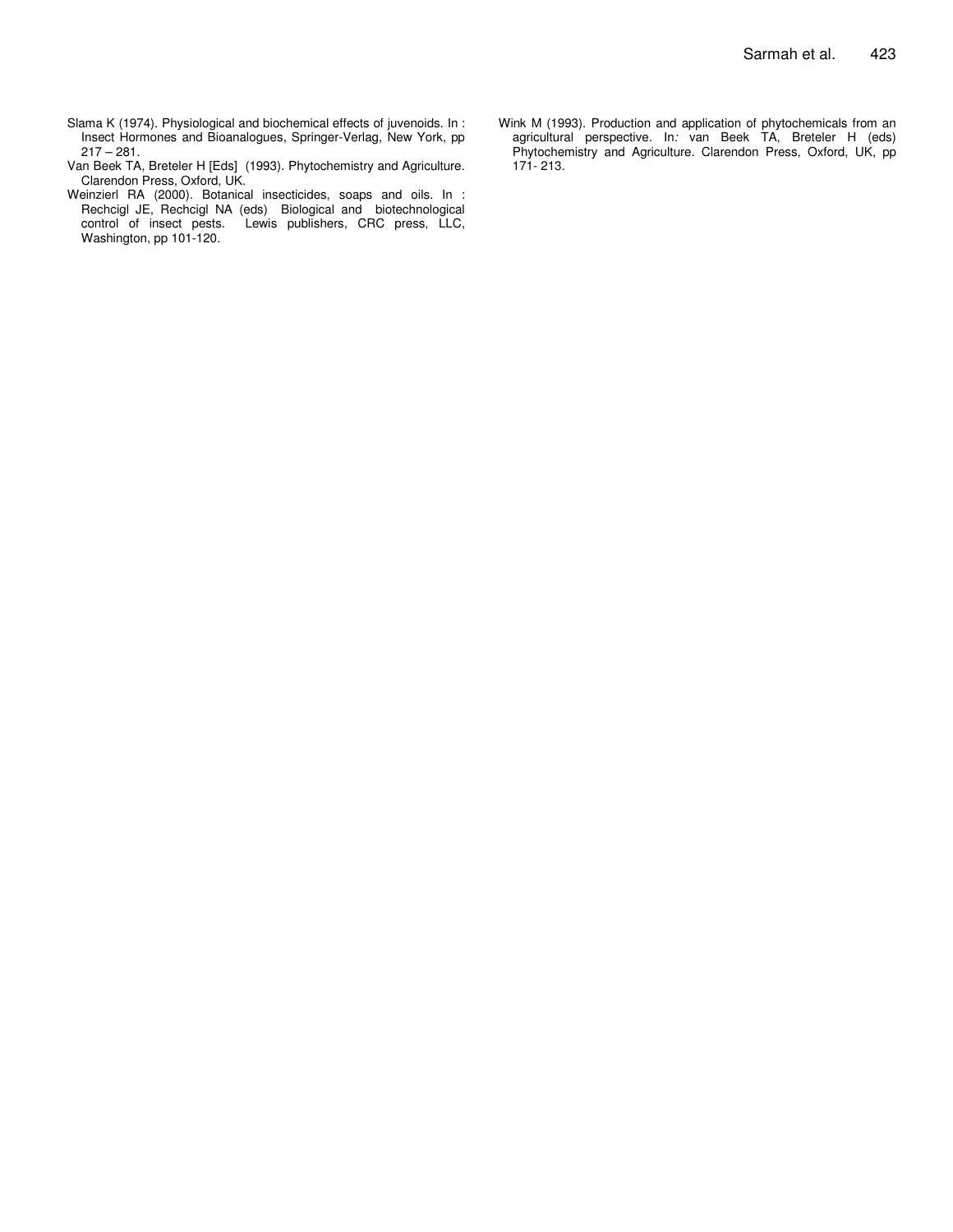Slama K (1974). Physiological and biochemical effects of juvenoids. In : Insect Hormones and Bioanalogues, Springer-Verlag, New York, pp 217 – 281.

Van Beek TA, Breteler H [Eds] (1993). Phytochemistry and Agriculture. Clarendon Press, Oxford, UK.

Weinzierl RA (2000). Botanical insecticides, soaps and oils. In : Rechcigl JE, Rechcigl NA (eds) Biological and biotechnological control of insect pests. Lewis publishers, CRC press, LLC, Washington, pp 101-120.

Wink M (1993). Production and application of phytochemicals from an agricultural perspective. In*:* van Beek TA, Breteler H (eds) Phytochemistry and Agriculture. Clarendon Press, Oxford, UK, pp 171- 213.